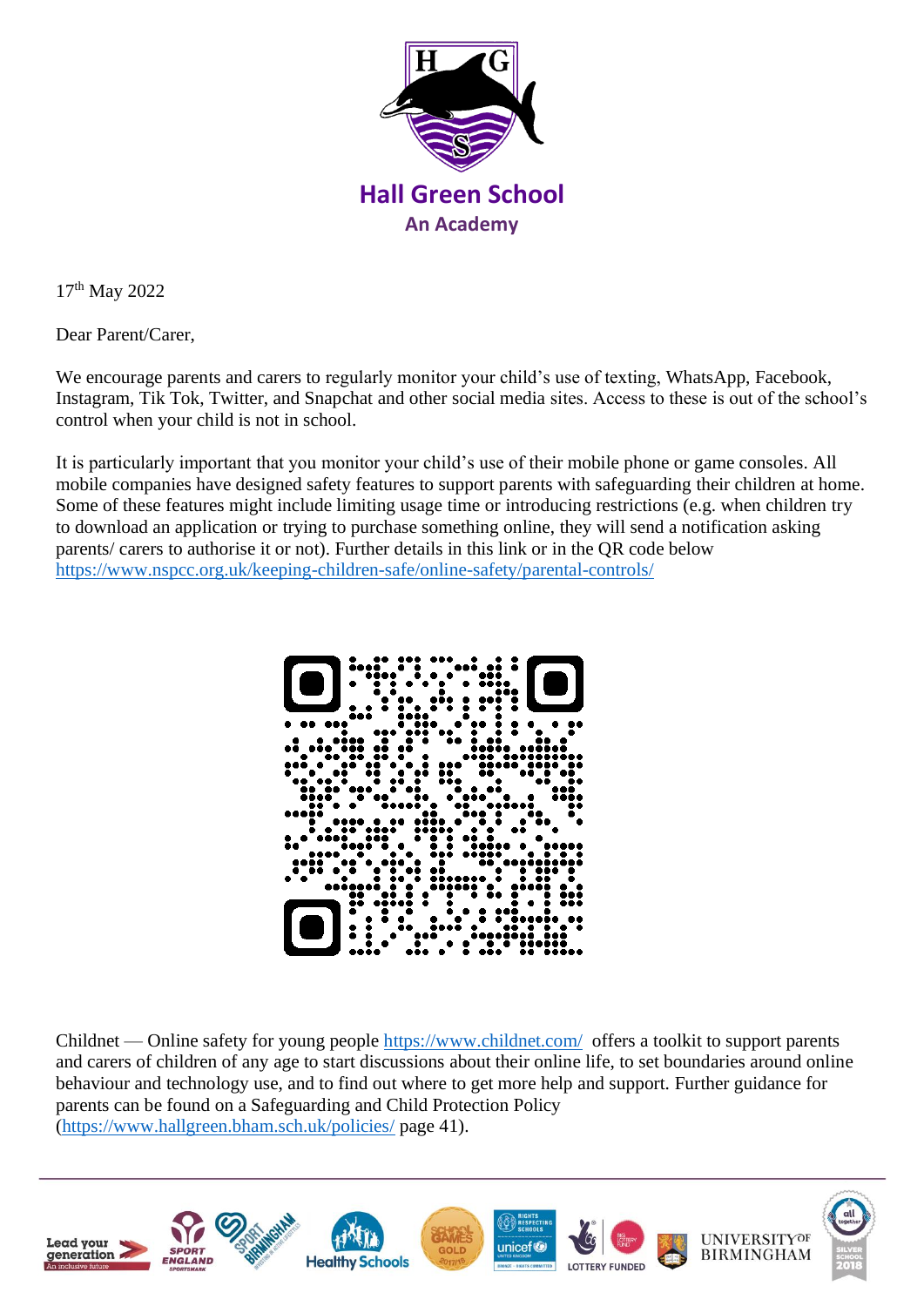# Hall Green School

**An Academy**

17th May 2022

Dear Parent/Carer,

We encourage parents and carers to regularly monitor your child's use of texting, WhatsApp, Facebook, Instagram, Tik Tok, Twitter, and Snapchat and other social media sites. Access to these is out of the school's control when your child is not in school.

It is particularly important that you monitor your child's use of their mobile phone or game consoles. All mobile companies have designed safety features to support parents with safeguarding their children at home. Some of these features might include limiting usage time or introducing restrictions (e.g. when children try to download an application or trying to purchase something online, they will send a notification asking parents/ carers to authorise it or not). Further details in this link or in the QR code below https://www.nspcc.org.uk/keeping-children-safe/online-safety/parental-controls/

Childnet — Online safety for young people https://www.childnet.com/ offers a toolkit to support parents and carers of children of any age to start discussions about their online life, to set boundaries around online behaviour and technology use, and to find out where to get more help and support. Further guidance for parents can be found on a Safeguarding and Child Protection Policy (https://www.hallgreen.bham.sch.uk/policies/ page 41).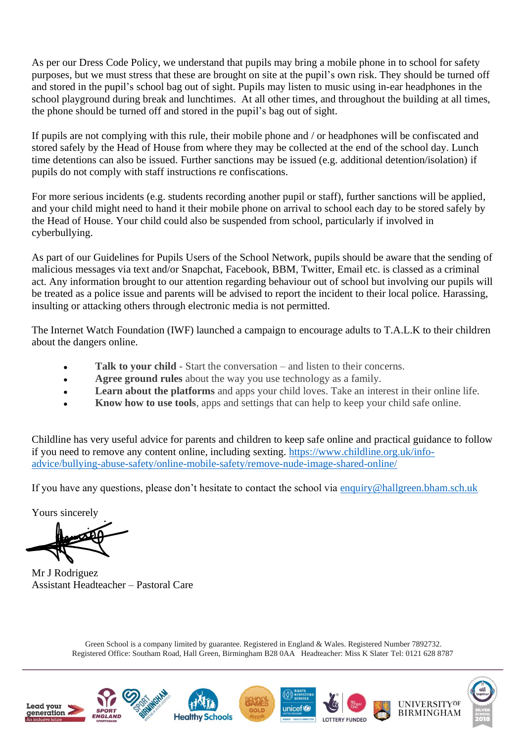As per our Dress Code Policy, we understand that pupils may bring a mobile phone in to school for safety purposes, but we must stress that these are brought on site at the pupil's own risk. They should be turned off and stored in the pupil's school bag out of sight. Pupils may listen to music using in-ear headphones in the school playground during break and lunchtimes. At all other times, and throughout the building at all times, the phone should be turned off and stored in the pupil's bag out of sight.

If pupils are not complying with this rule, their mobile phone and / or headphones will be confiscated and stored safely by the Head of House from where they may be collected at the end of the school day. Lunch time detentions can also be issued. Further sanctions may be issued (e.g. additional detention/isolation) if pupils do not comply with staff instructions re confiscations.

For more serious incidents (e.g. students recording another pupil or staff), further sanctions will be applied, and your child might need to hand it their mobile phone on arrival to school each day to be stored safely by the Head of House. Your child could also be suspended from school, particularly if involved in cyberbullying.

As part of our Guidelines for Pupils Users of the School Network, pupils should be aware that the sending of malicious messages via text and/or Snapchat, Facebook, BBM, Twitter, Email etc. is classed as a criminal act. Any information brought to our attention regarding behaviour out of school but involving our pupils will be treated as a police issue and parents will be advised to report the incident to their local police. Harassing, insulting or attacking others through electronic media is not permitted.

The Internet Watch Foundation (IWF) launched a campaign to encourage adults to T.A.L.K to their children about the dangers online.

- **Talk to your child** - Start the conversation – and listen to their concerns.
- **Agree ground rules** about the way you use technology as a family.
- **Learn about the platforms** and apps your child loves. Take an interest in their online life.
- **Know how to use tools**, apps and settings that can help to keep your child safe online.

Childline has very useful advice for parents and children to keep safe online and practical guidance to follow if you need to remove any content online, including sexting. https://www.childline.org.uk/info-advice/bullying-abuse-safety/online-mobile-safety/remove-nude-image-shared-online/

If you have any questions, please don't hesitate to contact the school via enquiry@hallgreen.bham.sch.uk

Yours sincerely

Mr J Rodriguez
Assistant Headteacher – Pastoral Care

Green School is a company limited by guarantee. Registered in England & Wales. Registered Number 7892732.
Registered Office: Southam Road, Hall Green, Birmingham B28 0AA Headteacher: Miss K Slater Tel: 0121 628 8787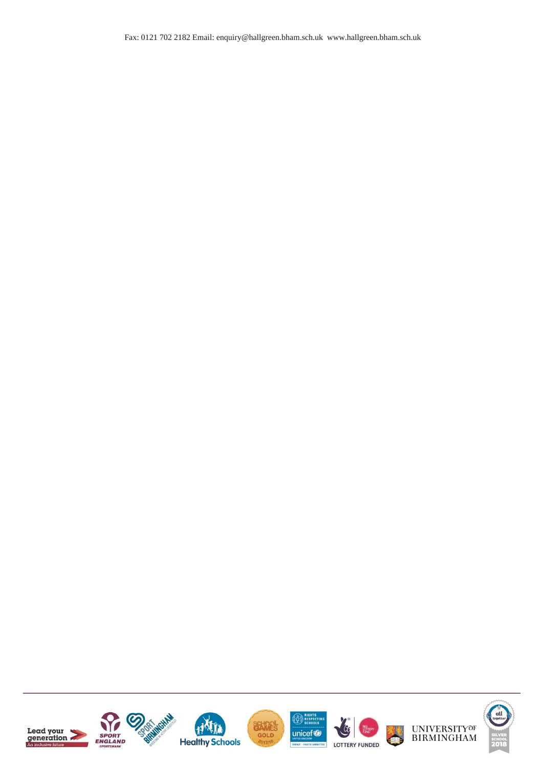Fax: 0121 702 2182 Email: enquiry@hallgreen.bham.sch.uk  www.hallgreen.bham.sch.uk